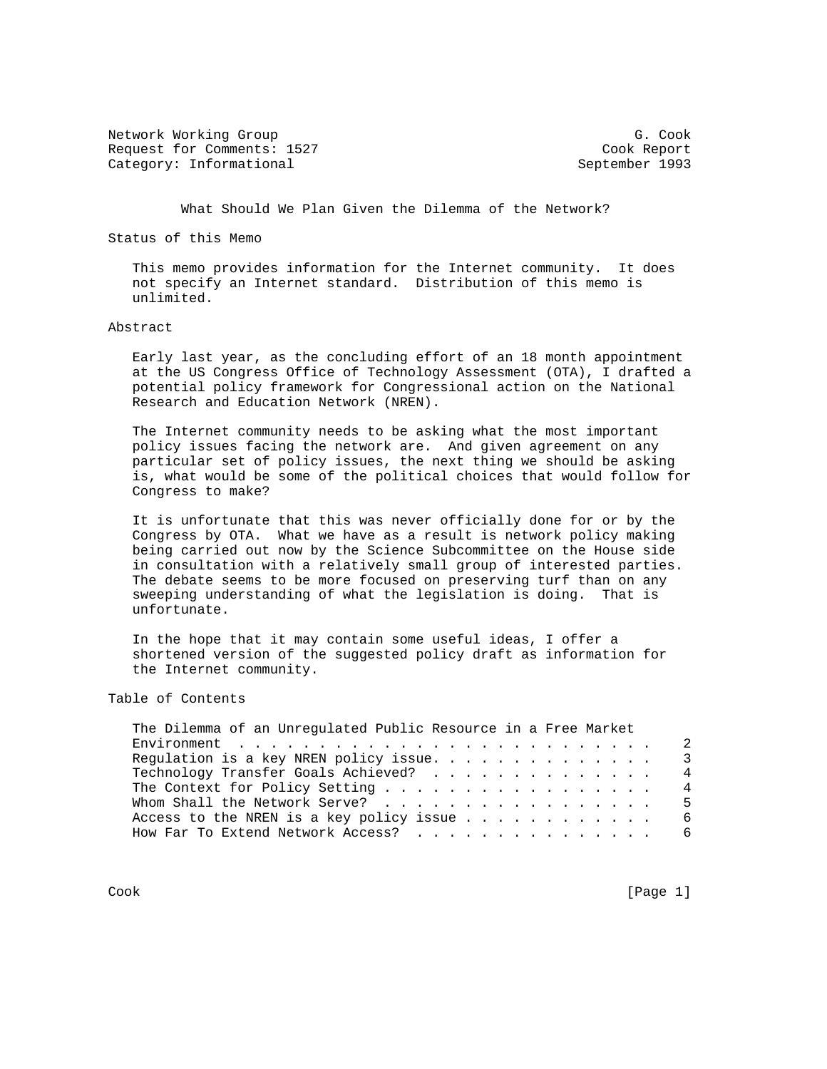Network Working Group G. Cook
Request for Comments: 1527 Cook Report
Category: Informational September 1993

# What Should We Plan Given the Dilemma of the Network?

## Status of this Memo

This memo provides information for the Internet community. It does not specify an Internet standard. Distribution of this memo is unlimited.

## Abstract

Early last year, as the concluding effort of an 18 month appointment at the US Congress Office of Technology Assessment (OTA), I drafted a potential policy framework for Congressional action on the National Research and Education Network (NREN).

The Internet community needs to be asking what the most important policy issues facing the network are. And given agreement on any particular set of policy issues, the next thing we should be asking is, what would be some of the political choices that would follow for Congress to make?

It is unfortunate that this was never officially done for or by the Congress by OTA. What we have as a result is network policy making being carried out now by the Science Subcommittee on the House side in consultation with a relatively small group of interested parties. The debate seems to be more focused on preserving turf than on any sweeping understanding of what the legislation is doing. That is unfortunate.

In the hope that it may contain some useful ideas, I offer a shortened version of the suggested policy draft as information for the Internet community.

## Table of Contents

| Section | Page |
|---|---|
| The Dilemma of an Unregulated Public Resource in a Free Market Environment | 2 |
| Regulation is a key NREN policy issue | 3 |
| Technology Transfer Goals Achieved? | 4 |
| The Context for Policy Setting | 4 |
| Whom Shall the Network Serve? | 5 |
| Access to the NREN is a key policy issue | 6 |
| How Far To Extend Network Access? | 6 |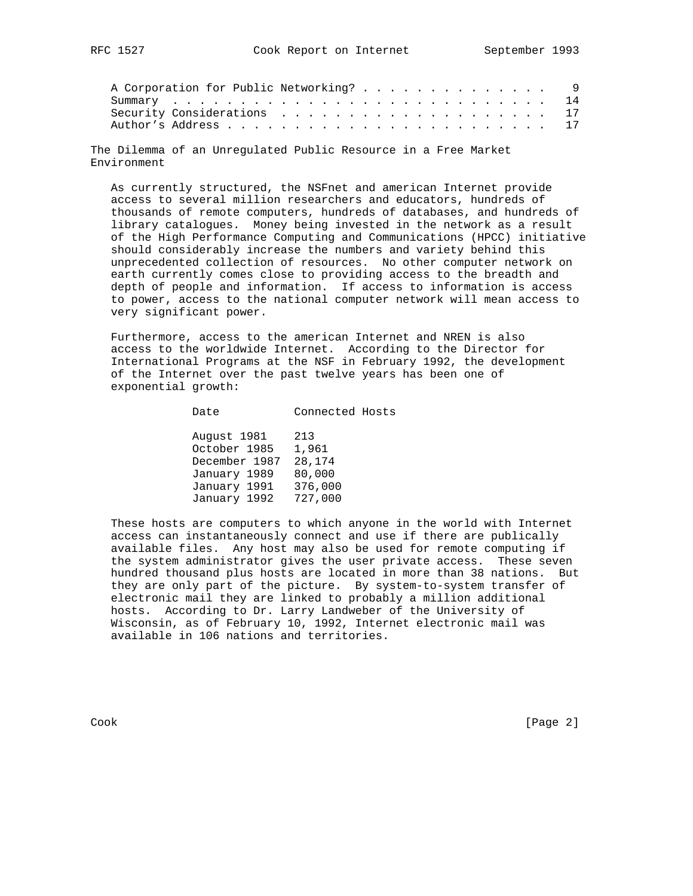A Corporation for Public Networking? . . . . . . . . . . . . . . . 9
Summary . . . . . . . . . . . . . . . . . . . . . . . . . . . . 14
Security Considerations . . . . . . . . . . . . . . . . . . . . 17
Author's Address . . . . . . . . . . . . . . . . . . . . . . . . 17

## The Dilemma of an Unregulated Public Resource in a Free Market Environment

As currently structured, the NSFnet and american Internet provide access to several million researchers and educators, hundreds of thousands of remote computers, hundreds of databases, and hundreds of library catalogues. Money being invested in the network as a result of the High Performance Computing and Communications (HPCC) initiative should considerably increase the numbers and variety behind this unprecedented collection of resources. No other computer network on earth currently comes close to providing access to the breadth and depth of people and information. If access to information is access to power, access to the national computer network will mean access to very significant power.

Furthermore, access to the american Internet and NREN is also access to the worldwide Internet. According to the Director for International Programs at the NSF in February 1992, the development of the Internet over the past twelve years has been one of exponential growth:

| Date | Connected Hosts |
|---|---|
| August 1981 | 213 |
| October 1985 | 1,961 |
| December 1987 | 28,174 |
| January 1989 | 80,000 |
| January 1991 | 376,000 |
| January 1992 | 727,000 |

These hosts are computers to which anyone in the world with Internet access can instantaneously connect and use if there are publically available files. Any host may also be used for remote computing if the system administrator gives the user private access. These seven hundred thousand plus hosts are located in more than 38 nations. But they are only part of the picture. By system-to-system transfer of electronic mail they are linked to probably a million additional hosts. According to Dr. Larry Landweber of the University of Wisconsin, as of February 10, 1992, Internet electronic mail was available in 106 nations and territories.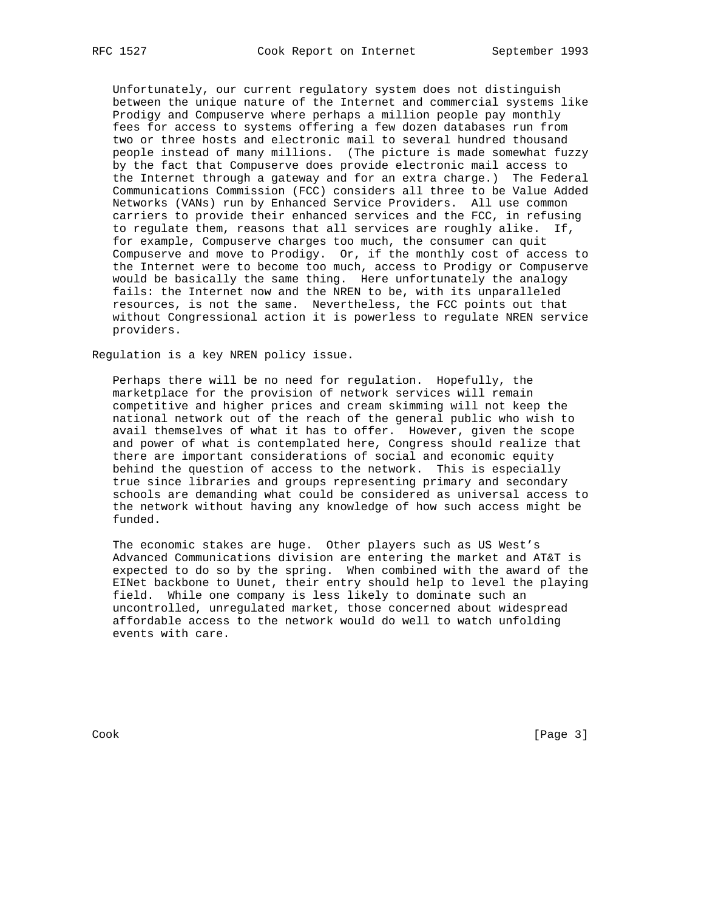Unfortunately, our current regulatory system does not distinguish between the unique nature of the Internet and commercial systems like Prodigy and Compuserve where perhaps a million people pay monthly fees for access to systems offering a few dozen databases run from two or three hosts and electronic mail to several hundred thousand people instead of many millions. (The picture is made somewhat fuzzy by the fact that Compuserve does provide electronic mail access to the Internet through a gateway and for an extra charge.) The Federal Communications Commission (FCC) considers all three to be Value Added Networks (VANs) run by Enhanced Service Providers. All use common carriers to provide their enhanced services and the FCC, in refusing to regulate them, reasons that all services are roughly alike. If, for example, Compuserve charges too much, the consumer can quit Compuserve and move to Prodigy. Or, if the monthly cost of access to the Internet were to become too much, access to Prodigy or Compuserve would be basically the same thing. Here unfortunately the analogy fails: the Internet now and the NREN to be, with its unparalleled resources, is not the same. Nevertheless, the FCC points out that without Congressional action it is powerless to regulate NREN service providers.

Regulation is a key NREN policy issue.

Perhaps there will be no need for regulation. Hopefully, the marketplace for the provision of network services will remain competitive and higher prices and cream skimming will not keep the national network out of the reach of the general public who wish to avail themselves of what it has to offer. However, given the scope and power of what is contemplated here, Congress should realize that there are important considerations of social and economic equity behind the question of access to the network. This is especially true since libraries and groups representing primary and secondary schools are demanding what could be considered as universal access to the network without having any knowledge of how such access might be funded.

The economic stakes are huge. Other players such as US West's Advanced Communications division are entering the market and AT&T is expected to do so by the spring. When combined with the award of the EINet backbone to Uunet, their entry should help to level the playing field. While one company is less likely to dominate such an uncontrolled, unregulated market, those concerned about widespread affordable access to the network would do well to watch unfolding events with care.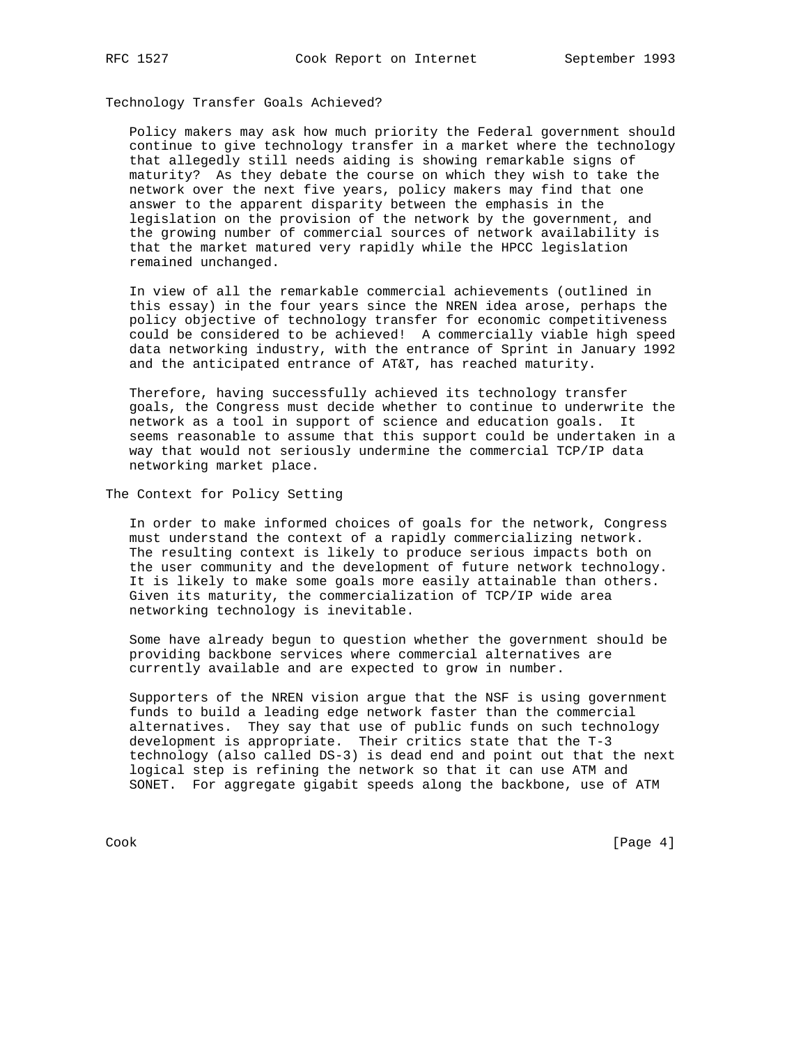## Technology Transfer Goals Achieved?

Policy makers may ask how much priority the Federal government should continue to give technology transfer in a market where the technology that allegedly still needs aiding is showing remarkable signs of maturity? As they debate the course on which they wish to take the network over the next five years, policy makers may find that one answer to the apparent disparity between the emphasis in the legislation on the provision of the network by the government, and the growing number of commercial sources of network availability is that the market matured very rapidly while the HPCC legislation remained unchanged.

In view of all the remarkable commercial achievements (outlined in this essay) in the four years since the NREN idea arose, perhaps the policy objective of technology transfer for economic competitiveness could be considered to be achieved! A commercially viable high speed data networking industry, with the entrance of Sprint in January 1992 and the anticipated entrance of AT&T, has reached maturity.

Therefore, having successfully achieved its technology transfer goals, the Congress must decide whether to continue to underwrite the network as a tool in support of science and education goals. It seems reasonable to assume that this support could be undertaken in a way that would not seriously undermine the commercial TCP/IP data networking market place.

## The Context for Policy Setting

In order to make informed choices of goals for the network, Congress must understand the context of a rapidly commercializing network. The resulting context is likely to produce serious impacts both on the user community and the development of future network technology. It is likely to make some goals more easily attainable than others. Given its maturity, the commercialization of TCP/IP wide area networking technology is inevitable.

Some have already begun to question whether the government should be providing backbone services where commercial alternatives are currently available and are expected to grow in number.

Supporters of the NREN vision argue that the NSF is using government funds to build a leading edge network faster than the commercial alternatives. They say that use of public funds on such technology development is appropriate. Their critics state that the T-3 technology (also called DS-3) is dead end and point out that the next logical step is refining the network so that it can use ATM and SONET. For aggregate gigabit speeds along the backbone, use of ATM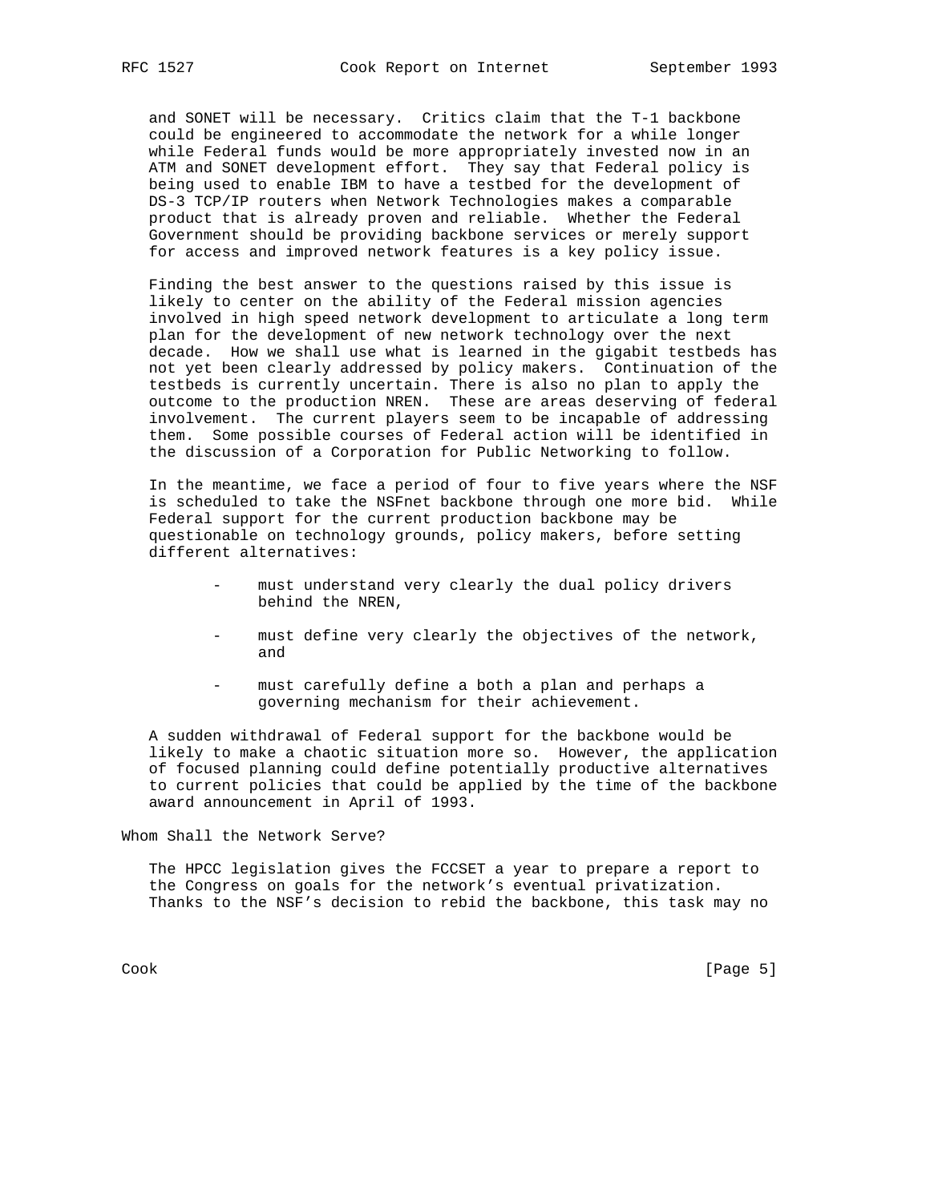and SONET will be necessary. Critics claim that the T-1 backbone could be engineered to accommodate the network for a while longer while Federal funds would be more appropriately invested now in an ATM and SONET development effort. They say that Federal policy is being used to enable IBM to have a testbed for the development of DS-3 TCP/IP routers when Network Technologies makes a comparable product that is already proven and reliable. Whether the Federal Government should be providing backbone services or merely support for access and improved network features is a key policy issue.

Finding the best answer to the questions raised by this issue is likely to center on the ability of the Federal mission agencies involved in high speed network development to articulate a long term plan for the development of new network technology over the next decade. How we shall use what is learned in the gigabit testbeds has not yet been clearly addressed by policy makers. Continuation of the testbeds is currently uncertain. There is also no plan to apply the outcome to the production NREN. These are areas deserving of federal involvement. The current players seem to be incapable of addressing them. Some possible courses of Federal action will be identified in the discussion of a Corporation for Public Networking to follow.

In the meantime, we face a period of four to five years where the NSF is scheduled to take the NSFnet backbone through one more bid. While Federal support for the current production backbone may be questionable on technology grounds, policy makers, before setting different alternatives:

- must understand very clearly the dual policy drivers behind the NREN,
- must define very clearly the objectives of the network, and
- must carefully define a both a plan and perhaps a governing mechanism for their achievement.

A sudden withdrawal of Federal support for the backbone would be likely to make a chaotic situation more so. However, the application of focused planning could define potentially productive alternatives to current policies that could be applied by the time of the backbone award announcement in April of 1993.

## Whom Shall the Network Serve?

The HPCC legislation gives the FCCSET a year to prepare a report to the Congress on goals for the network's eventual privatization. Thanks to the NSF's decision to rebid the backbone, this task may no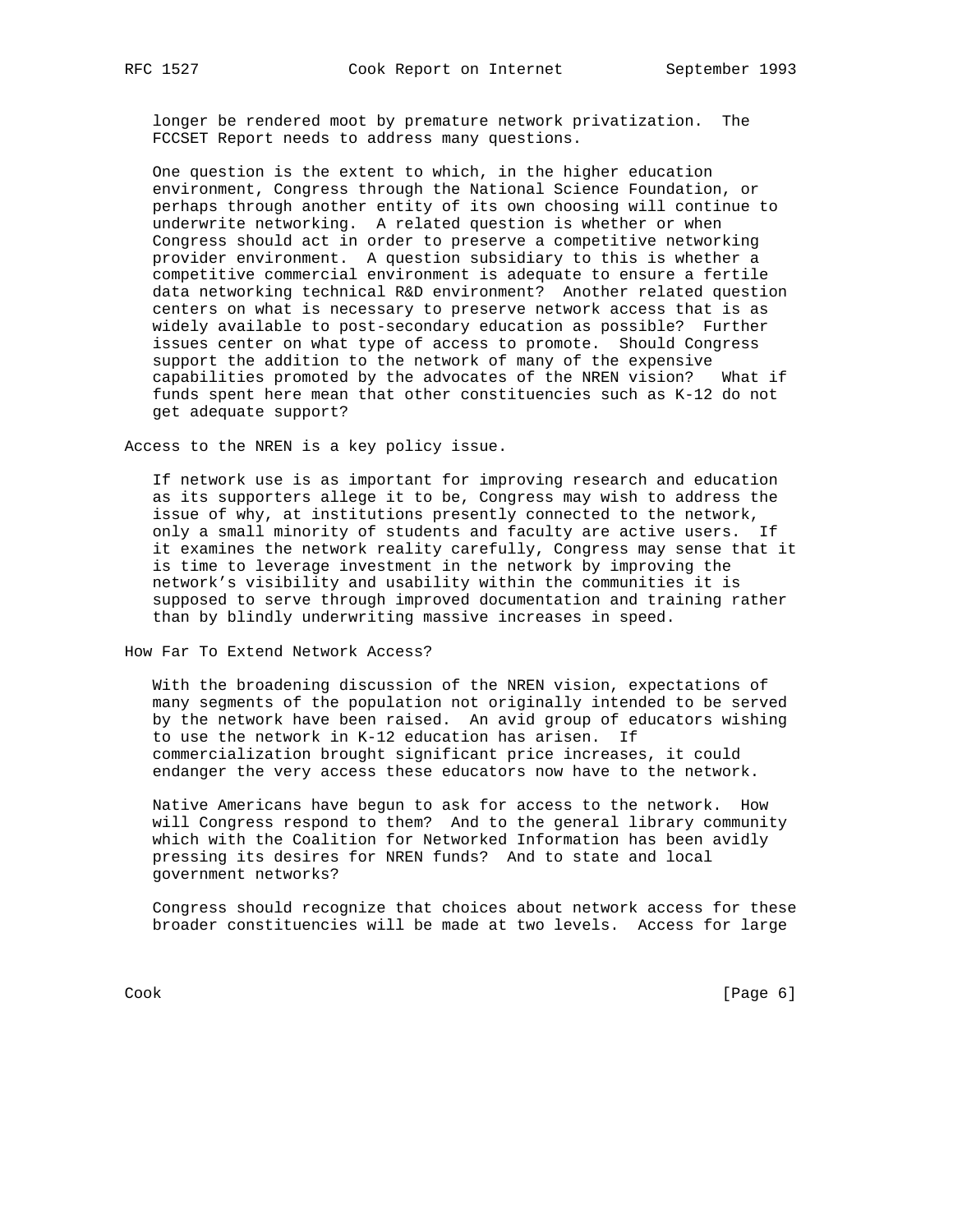longer be rendered moot by premature network privatization. The FCCSET Report needs to address many questions.

One question is the extent to which, in the higher education environment, Congress through the National Science Foundation, or perhaps through another entity of its own choosing will continue to underwrite networking. A related question is whether or when Congress should act in order to preserve a competitive networking provider environment. A question subsidiary to this is whether a competitive commercial environment is adequate to ensure a fertile data networking technical R&D environment? Another related question centers on what is necessary to preserve network access that is as widely available to post-secondary education as possible? Further issues center on what type of access to promote. Should Congress support the addition to the network of many of the expensive capabilities promoted by the advocates of the NREN vision? What if funds spent here mean that other constituencies such as K-12 do not get adequate support?

## Access to the NREN is a key policy issue.

If network use is as important for improving research and education as its supporters allege it to be, Congress may wish to address the issue of why, at institutions presently connected to the network, only a small minority of students and faculty are active users. If it examines the network reality carefully, Congress may sense that it is time to leverage investment in the network by improving the network's visibility and usability within the communities it is supposed to serve through improved documentation and training rather than by blindly underwriting massive increases in speed.

## How Far To Extend Network Access?

With the broadening discussion of the NREN vision, expectations of many segments of the population not originally intended to be served by the network have been raised. An avid group of educators wishing to use the network in K-12 education has arisen. If commercialization brought significant price increases, it could endanger the very access these educators now have to the network.

Native Americans have begun to ask for access to the network. How will Congress respond to them? And to the general library community which with the Coalition for Networked Information has been avidly pressing its desires for NREN funds? And to state and local government networks?

Congress should recognize that choices about network access for these broader constituencies will be made at two levels. Access for large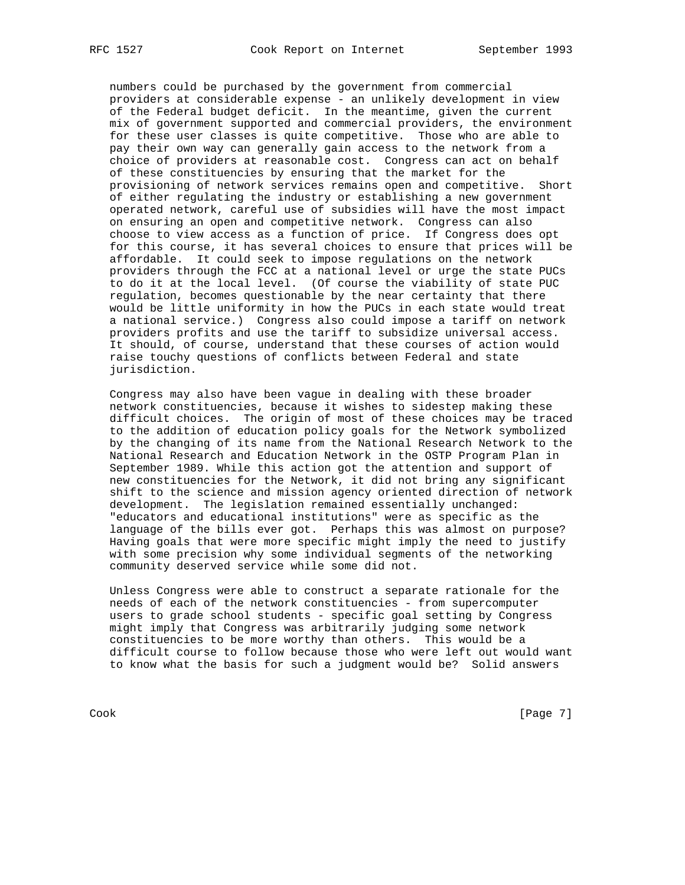numbers could be purchased by the government from commercial providers at considerable expense - an unlikely development in view of the Federal budget deficit. In the meantime, given the current mix of government supported and commercial providers, the environment for these user classes is quite competitive. Those who are able to pay their own way can generally gain access to the network from a choice of providers at reasonable cost. Congress can act on behalf of these constituencies by ensuring that the market for the provisioning of network services remains open and competitive. Short of either regulating the industry or establishing a new government operated network, careful use of subsidies will have the most impact on ensuring an open and competitive network. Congress can also choose to view access as a function of price. If Congress does opt for this course, it has several choices to ensure that prices will be affordable. It could seek to impose regulations on the network providers through the FCC at a national level or urge the state PUCs to do it at the local level. (Of course the viability of state PUC regulation, becomes questionable by the near certainty that there would be little uniformity in how the PUCs in each state would treat a national service.) Congress also could impose a tariff on network providers profits and use the tariff to subsidize universal access. It should, of course, understand that these courses of action would raise touchy questions of conflicts between Federal and state jurisdiction.

Congress may also have been vague in dealing with these broader network constituencies, because it wishes to sidestep making these difficult choices. The origin of most of these choices may be traced to the addition of education policy goals for the Network symbolized by the changing of its name from the National Research Network to the National Research and Education Network in the OSTP Program Plan in September 1989. While this action got the attention and support of new constituencies for the Network, it did not bring any significant shift to the science and mission agency oriented direction of network development. The legislation remained essentially unchanged: "educators and educational institutions" were as specific as the language of the bills ever got. Perhaps this was almost on purpose? Having goals that were more specific might imply the need to justify with some precision why some individual segments of the networking community deserved service while some did not.

Unless Congress were able to construct a separate rationale for the needs of each of the network constituencies - from supercomputer users to grade school students - specific goal setting by Congress might imply that Congress was arbitrarily judging some network constituencies to be more worthy than others. This would be a difficult course to follow because those who were left out would want to know what the basis for such a judgment would be? Solid answers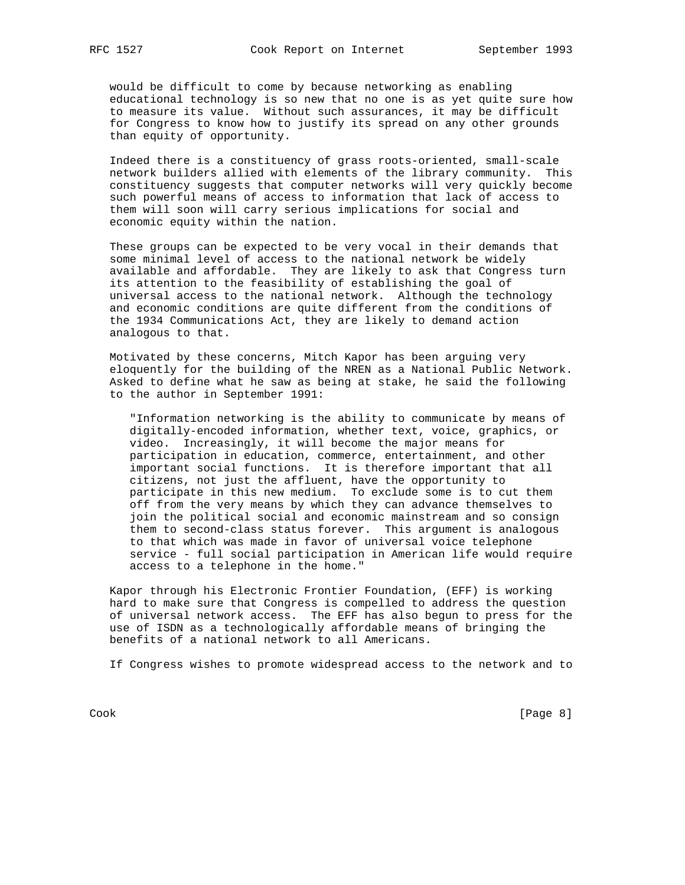would be difficult to come by because networking as enabling educational technology is so new that no one is as yet quite sure how to measure its value. Without such assurances, it may be difficult for Congress to know how to justify its spread on any other grounds than equity of opportunity.

Indeed there is a constituency of grass roots-oriented, small-scale network builders allied with elements of the library community. This constituency suggests that computer networks will very quickly become such powerful means of access to information that lack of access to them will soon will carry serious implications for social and economic equity within the nation.

These groups can be expected to be very vocal in their demands that some minimal level of access to the national network be widely available and affordable. They are likely to ask that Congress turn its attention to the feasibility of establishing the goal of universal access to the national network. Although the technology and economic conditions are quite different from the conditions of the 1934 Communications Act, they are likely to demand action analogous to that.

Motivated by these concerns, Mitch Kapor has been arguing very eloquently for the building of the NREN as a National Public Network. Asked to define what he saw as being at stake, he said the following to the author in September 1991:

> "Information networking is the ability to communicate by means of digitally-encoded information, whether text, voice, graphics, or video. Increasingly, it will become the major means for participation in education, commerce, entertainment, and other important social functions. It is therefore important that all citizens, not just the affluent, have the opportunity to participate in this new medium. To exclude some is to cut them off from the very means by which they can advance themselves to join the political social and economic mainstream and so consign them to second-class status forever. This argument is analogous to that which was made in favor of universal voice telephone service - full social participation in American life would require access to a telephone in the home."

Kapor through his Electronic Frontier Foundation, (EFF) is working hard to make sure that Congress is compelled to address the question of universal network access. The EFF has also begun to press for the use of ISDN as a technologically affordable means of bringing the benefits of a national network to all Americans.

If Congress wishes to promote widespread access to the network and to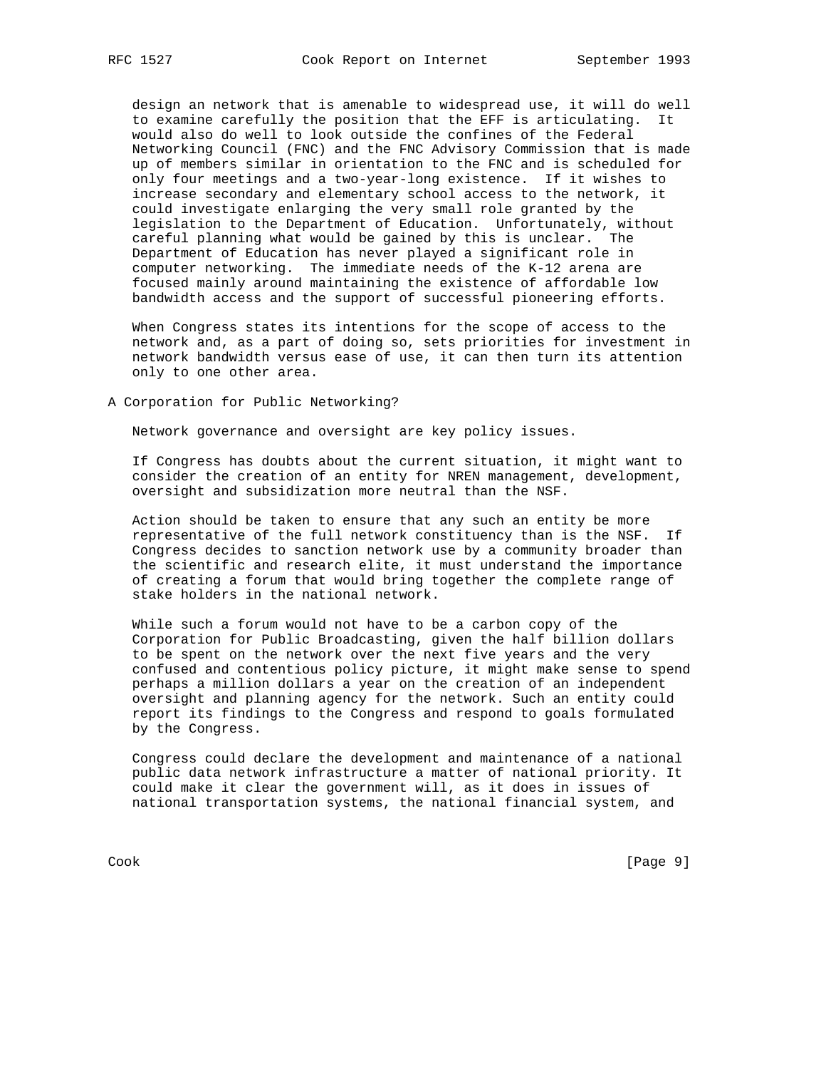design an network that is amenable to widespread use, it will do well to examine carefully the position that the EFF is articulating. It would also do well to look outside the confines of the Federal Networking Council (FNC) and the FNC Advisory Commission that is made up of members similar in orientation to the FNC and is scheduled for only four meetings and a two-year-long existence. If it wishes to increase secondary and elementary school access to the network, it could investigate enlarging the very small role granted by the legislation to the Department of Education. Unfortunately, without careful planning what would be gained by this is unclear. The Department of Education has never played a significant role in computer networking. The immediate needs of the K-12 arena are focused mainly around maintaining the existence of affordable low bandwidth access and the support of successful pioneering efforts.

When Congress states its intentions for the scope of access to the network and, as a part of doing so, sets priorities for investment in network bandwidth versus ease of use, it can then turn its attention only to one other area.

## A Corporation for Public Networking?

Network governance and oversight are key policy issues.

If Congress has doubts about the current situation, it might want to consider the creation of an entity for NREN management, development, oversight and subsidization more neutral than the NSF.

Action should be taken to ensure that any such an entity be more representative of the full network constituency than is the NSF. If Congress decides to sanction network use by a community broader than the scientific and research elite, it must understand the importance of creating a forum that would bring together the complete range of stake holders in the national network.

While such a forum would not have to be a carbon copy of the Corporation for Public Broadcasting, given the half billion dollars to be spent on the network over the next five years and the very confused and contentious policy picture, it might make sense to spend perhaps a million dollars a year on the creation of an independent oversight and planning agency for the network. Such an entity could report its findings to the Congress and respond to goals formulated by the Congress.

Congress could declare the development and maintenance of a national public data network infrastructure a matter of national priority. It could make it clear the government will, as it does in issues of national transportation systems, the national financial system, and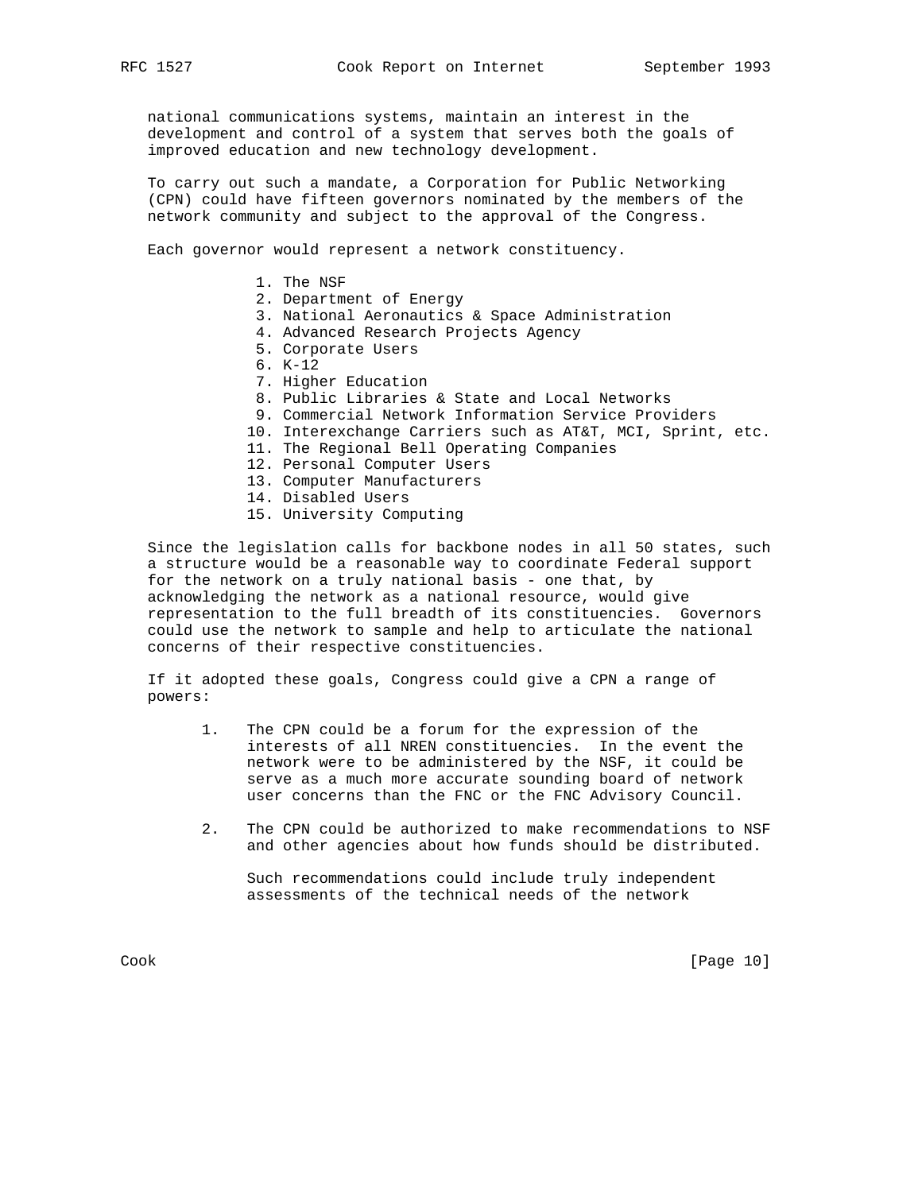national communications systems, maintain an interest in the development and control of a system that serves both the goals of improved education and new technology development.

To carry out such a mandate, a Corporation for Public Networking (CPN) could have fifteen governors nominated by the members of the network community and subject to the approval of the Congress.

Each governor would represent a network constituency.

1. The NSF
2. Department of Energy
3. National Aeronautics & Space Administration
4. Advanced Research Projects Agency
5. Corporate Users
6. K-12
7. Higher Education
8. Public Libraries & State and Local Networks
9. Commercial Network Information Service Providers
10. Interexchange Carriers such as AT&T, MCI, Sprint, etc.
11. The Regional Bell Operating Companies
12. Personal Computer Users
13. Computer Manufacturers
14. Disabled Users
15. University Computing

Since the legislation calls for backbone nodes in all 50 states, such a structure would be a reasonable way to coordinate Federal support for the network on a truly national basis - one that, by acknowledging the network as a national resource, would give representation to the full breadth of its constituencies. Governors could use the network to sample and help to articulate the national concerns of their respective constituencies.

If it adopted these goals, Congress could give a CPN a range of powers:

1. The CPN could be a forum for the expression of the interests of all NREN constituencies. In the event the network were to be administered by the NSF, it could be serve as a much more accurate sounding board of network user concerns than the FNC or the FNC Advisory Council.

2. The CPN could be authorized to make recommendations to NSF and other agencies about how funds should be distributed.

   Such recommendations could include truly independent assessments of the technical needs of the network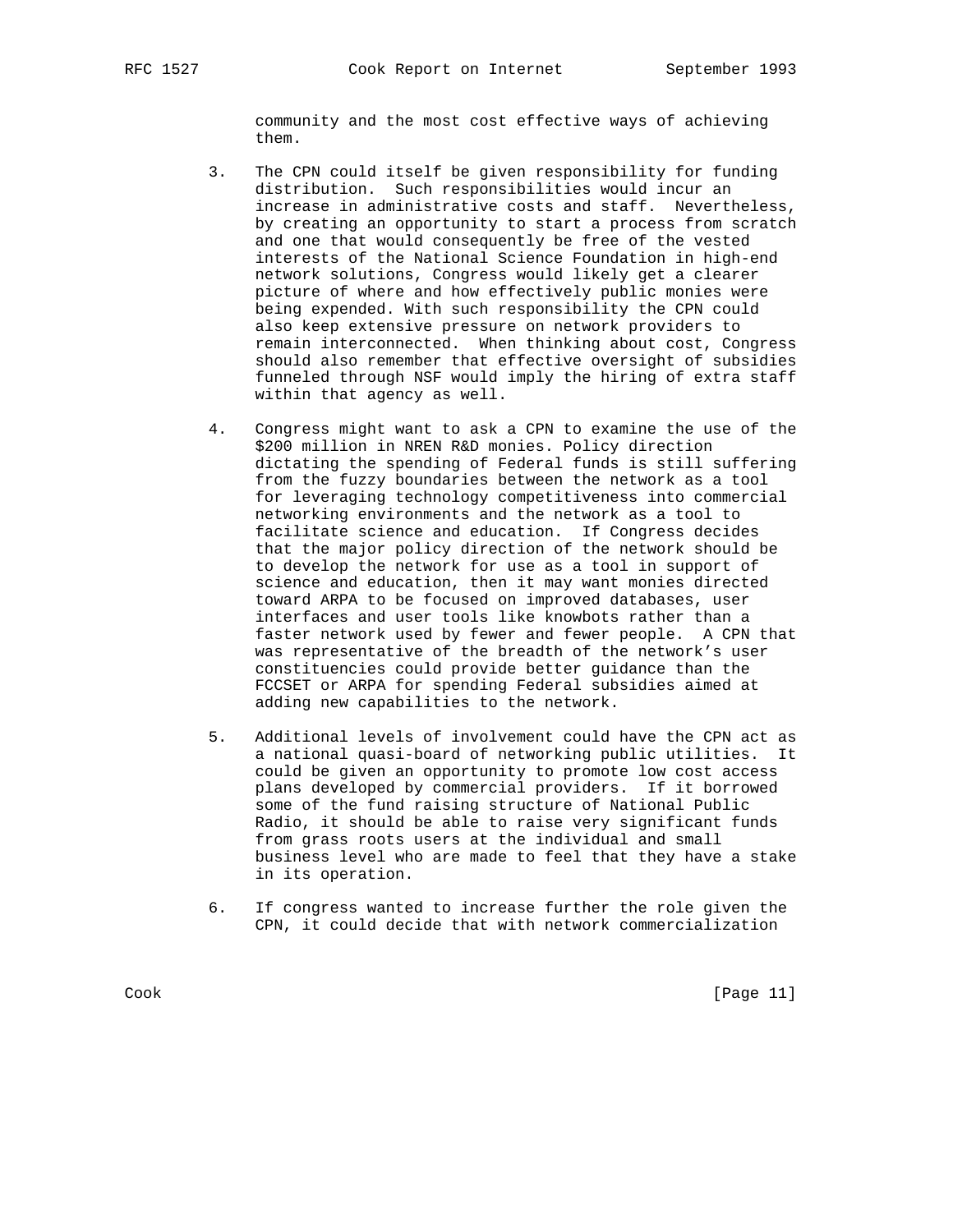community and the most cost effective ways of achieving them.

3. The CPN could itself be given responsibility for funding distribution. Such responsibilities would incur an increase in administrative costs and staff. Nevertheless, by creating an opportunity to start a process from scratch and one that would consequently be free of the vested interests of the National Science Foundation in high-end network solutions, Congress would likely get a clearer picture of where and how effectively public monies were being expended. With such responsibility the CPN could also keep extensive pressure on network providers to remain interconnected. When thinking about cost, Congress should also remember that effective oversight of subsidies funneled through NSF would imply the hiring of extra staff within that agency as well.

4. Congress might want to ask a CPN to examine the use of the $200 million in NREN R&D monies. Policy direction dictating the spending of Federal funds is still suffering from the fuzzy boundaries between the network as a tool for leveraging technology competitiveness into commercial networking environments and the network as a tool to facilitate science and education. If Congress decides that the major policy direction of the network should be to develop the network for use as a tool in support of science and education, then it may want monies directed toward ARPA to be focused on improved databases, user interfaces and user tools like knowbots rather than a faster network used by fewer and fewer people. A CPN that was representative of the breadth of the network's user constituencies could provide better guidance than the FCCSET or ARPA for spending Federal subsidies aimed at adding new capabilities to the network.

5. Additional levels of involvement could have the CPN act as a national quasi-board of networking public utilities. It could be given an opportunity to promote low cost access plans developed by commercial providers. If it borrowed some of the fund raising structure of National Public Radio, it should be able to raise very significant funds from grass roots users at the individual and small business level who are made to feel that they have a stake in its operation.

6. If congress wanted to increase further the role given the CPN, it could decide that with network commercialization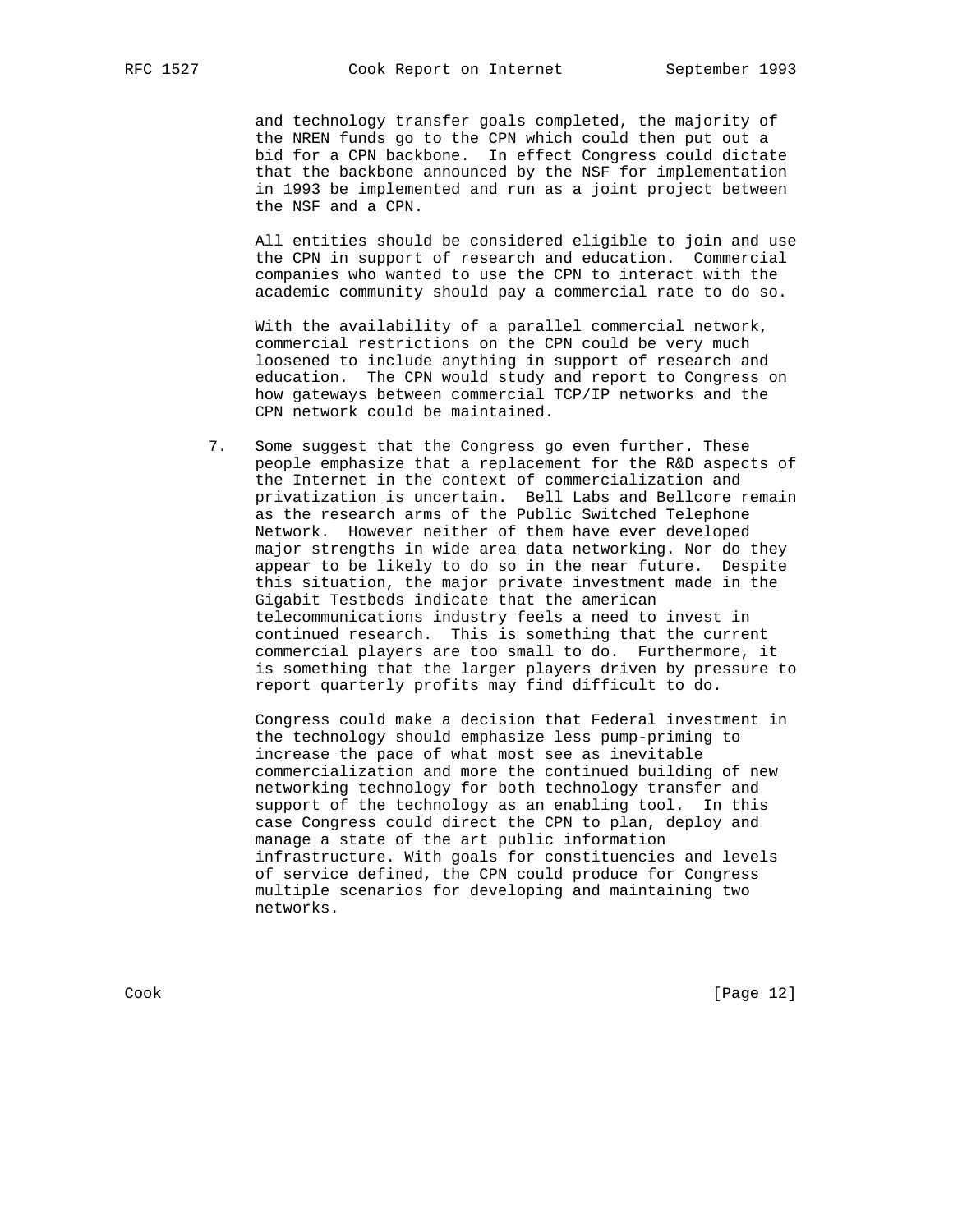and technology transfer goals completed, the majority of the NREN funds go to the CPN which could then put out a bid for a CPN backbone. In effect Congress could dictate that the backbone announced by the NSF for implementation in 1993 be implemented and run as a joint project between the NSF and a CPN.

All entities should be considered eligible to join and use the CPN in support of research and education. Commercial companies who wanted to use the CPN to interact with the academic community should pay a commercial rate to do so.

With the availability of a parallel commercial network, commercial restrictions on the CPN could be very much loosened to include anything in support of research and education. The CPN would study and report to Congress on how gateways between commercial TCP/IP networks and the CPN network could be maintained.

7. Some suggest that the Congress go even further. These people emphasize that a replacement for the R&D aspects of the Internet in the context of commercialization and privatization is uncertain. Bell Labs and Bellcore remain as the research arms of the Public Switched Telephone Network. However neither of them have ever developed major strengths in wide area data networking. Nor do they appear to be likely to do so in the near future. Despite this situation, the major private investment made in the Gigabit Testbeds indicate that the american telecommunications industry feels a need to invest in continued research. This is something that the current commercial players are too small to do. Furthermore, it is something that the larger players driven by pressure to report quarterly profits may find difficult to do.

   Congress could make a decision that Federal investment in the technology should emphasize less pump-priming to increase the pace of what most see as inevitable commercialization and more the continued building of new networking technology for both technology transfer and support of the technology as an enabling tool. In this case Congress could direct the CPN to plan, deploy and manage a state of the art public information infrastructure. With goals for constituencies and levels of service defined, the CPN could produce for Congress multiple scenarios for developing and maintaining two networks.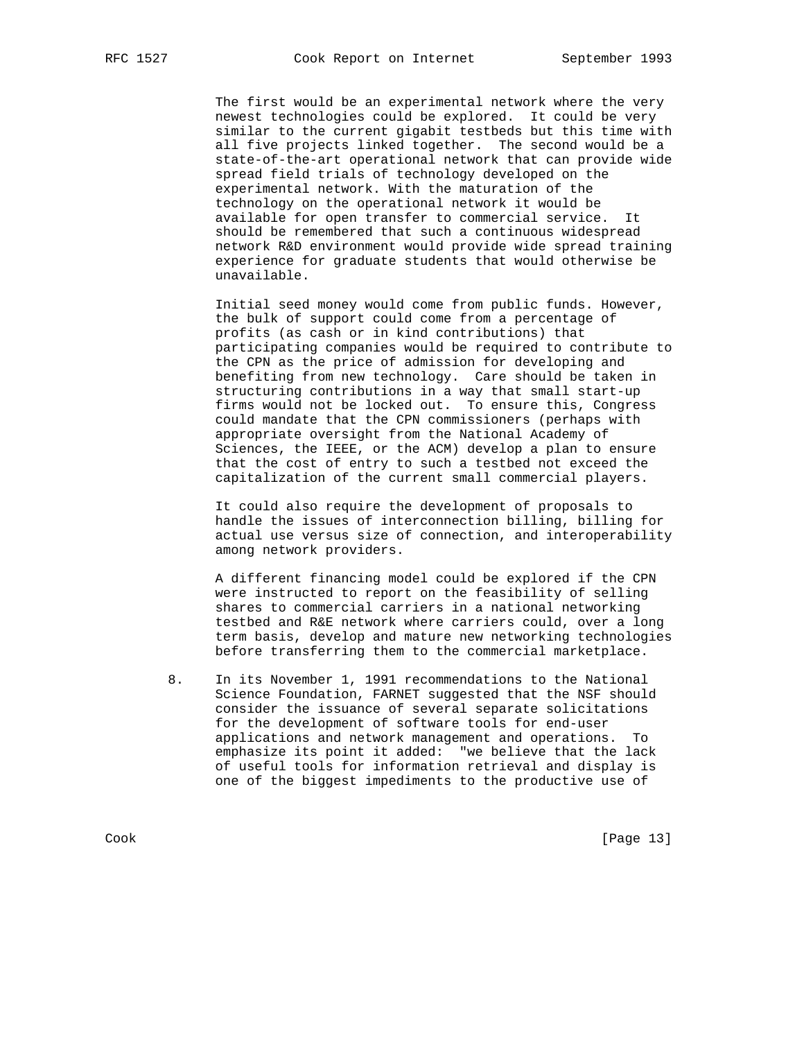The first would be an experimental network where the very newest technologies could be explored. It could be very similar to the current gigabit testbeds but this time with all five projects linked together. The second would be a state-of-the-art operational network that can provide wide spread field trials of technology developed on the experimental network. With the maturation of the technology on the operational network it would be available for open transfer to commercial service. It should be remembered that such a continuous widespread network R&D environment would provide wide spread training experience for graduate students that would otherwise be unavailable.

Initial seed money would come from public funds. However, the bulk of support could come from a percentage of profits (as cash or in kind contributions) that participating companies would be required to contribute to the CPN as the price of admission for developing and benefiting from new technology. Care should be taken in structuring contributions in a way that small start-up firms would not be locked out. To ensure this, Congress could mandate that the CPN commissioners (perhaps with appropriate oversight from the National Academy of Sciences, the IEEE, or the ACM) develop a plan to ensure that the cost of entry to such a testbed not exceed the capitalization of the current small commercial players.

It could also require the development of proposals to handle the issues of interconnection billing, billing for actual use versus size of connection, and interoperability among network providers.

A different financing model could be explored if the CPN were instructed to report on the feasibility of selling shares to commercial carriers in a national networking testbed and R&E network where carriers could, over a long term basis, develop and mature new networking technologies before transferring them to the commercial marketplace.

8. In its November 1, 1991 recommendations to the National Science Foundation, FARNET suggested that the NSF should consider the issuance of several separate solicitations for the development of software tools for end-user applications and network management and operations. To emphasize its point it added: "we believe that the lack of useful tools for information retrieval and display is one of the biggest impediments to the productive use of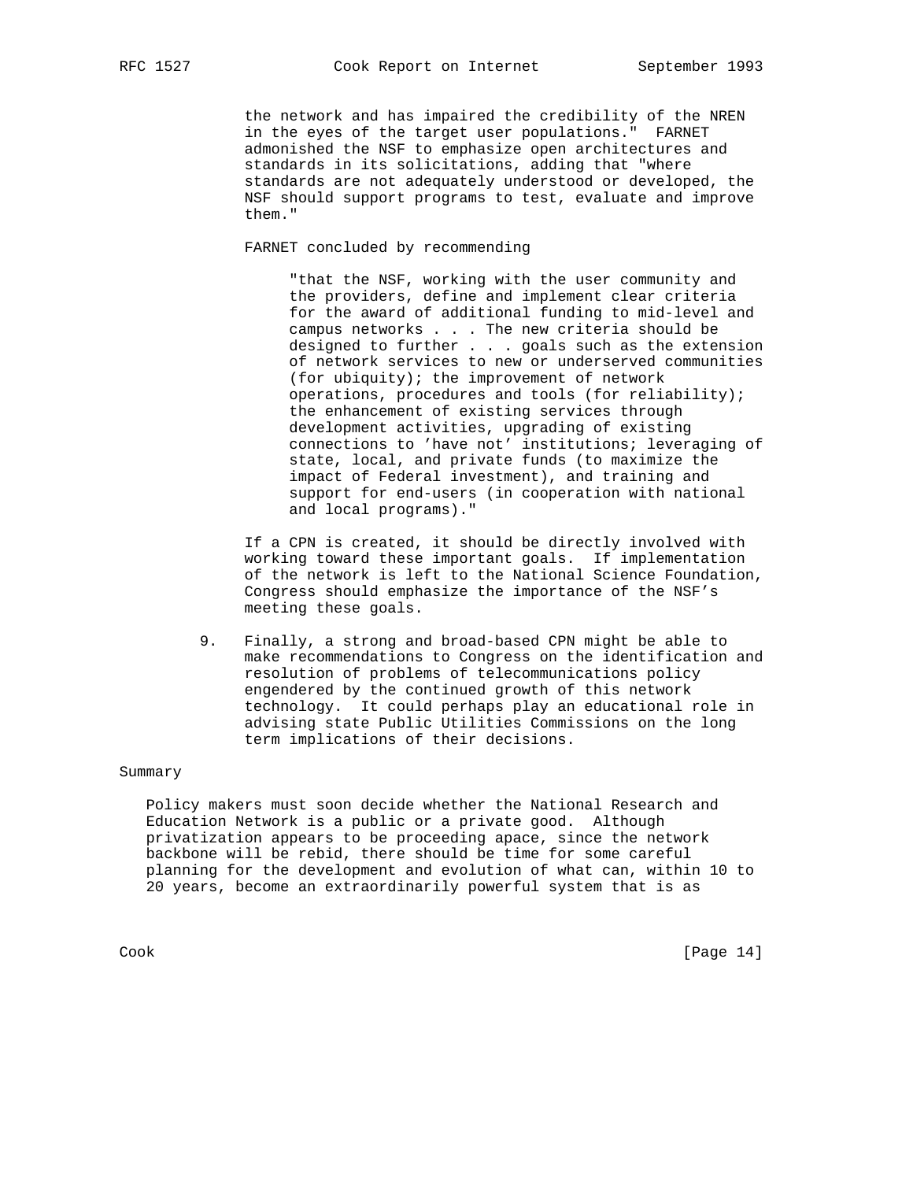the network and has impaired the credibility of the NREN in the eyes of the target user populations."  FARNET admonished the NSF to emphasize open architectures and standards in its solicitations, adding that "where standards are not adequately understood or developed, the NSF should support programs to test, evaluate and improve them."

FARNET concluded by recommending

> "that the NSF, working with the user community and the providers, define and implement clear criteria for the award of additional funding to mid-level and campus networks . . . The new criteria should be designed to further . . . goals such as the extension of network services to new or underserved communities (for ubiquity); the improvement of network operations, procedures and tools (for reliability); the enhancement of existing services through development activities, upgrading of existing connections to 'have not' institutions; leveraging of state, local, and private funds (to maximize the impact of Federal investment), and training and support for end-users (in cooperation with national and local programs)."

If a CPN is created, it should be directly involved with working toward these important goals.  If implementation of the network is left to the National Science Foundation, Congress should emphasize the importance of the NSF's meeting these goals.

9. Finally, a strong and broad-based CPN might be able to make recommendations to Congress on the identification and resolution of problems of telecommunications policy engendered by the continued growth of this network technology.  It could perhaps play an educational role in advising state Public Utilities Commissions on the long term implications of their decisions.

## Summary

Policy makers must soon decide whether the National Research and Education Network is a public or a private good.  Although privatization appears to be proceeding apace, since the network backbone will be rebid, there should be time for some careful planning for the development and evolution of what can, within 10 to 20 years, become an extraordinarily powerful system that is as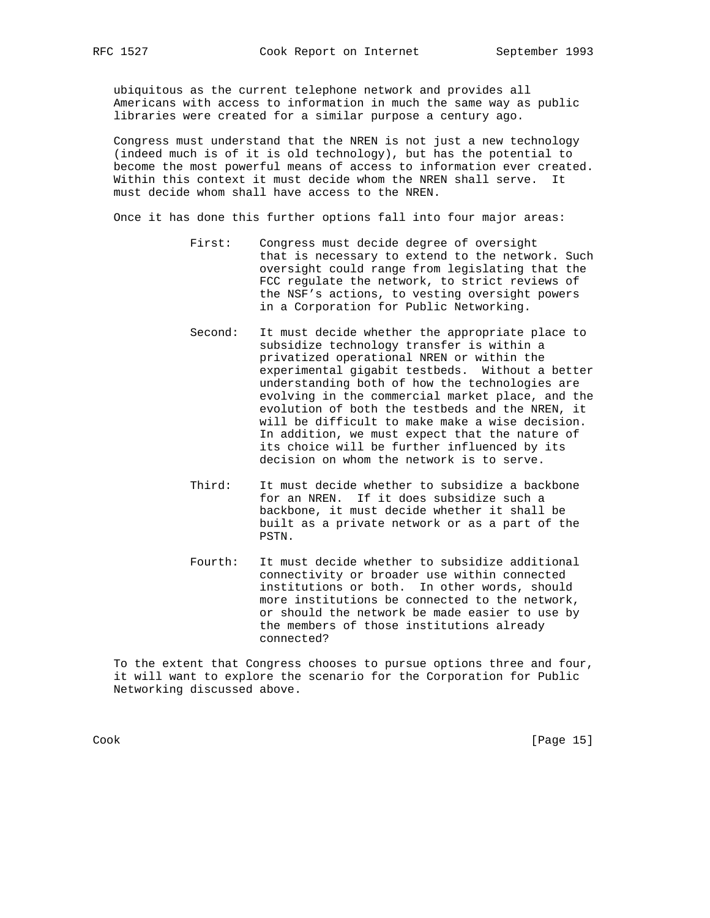ubiquitous as the current telephone network and provides all Americans with access to information in much the same way as public libraries were created for a similar purpose a century ago.

Congress must understand that the NREN is not just a new technology (indeed much is of it is old technology), but has the potential to become the most powerful means of access to information ever created. Within this context it must decide whom the NREN shall serve. It must decide whom shall have access to the NREN.

Once it has done this further options fall into four major areas:

First: Congress must decide degree of oversight that is necessary to extend to the network. Such oversight could range from legislating that the FCC regulate the network, to strict reviews of the NSF's actions, to vesting oversight powers in a Corporation for Public Networking.

Second: It must decide whether the appropriate place to subsidize technology transfer is within a privatized operational NREN or within the experimental gigabit testbeds. Without a better understanding both of how the technologies are evolving in the commercial market place, and the evolution of both the testbeds and the NREN, it will be difficult to make make a wise decision. In addition, we must expect that the nature of its choice will be further influenced by its decision on whom the network is to serve.

Third: It must decide whether to subsidize a backbone for an NREN. If it does subsidize such a backbone, it must decide whether it shall be built as a private network or as a part of the PSTN.

Fourth: It must decide whether to subsidize additional connectivity or broader use within connected institutions or both. In other words, should more institutions be connected to the network, or should the network be made easier to use by the members of those institutions already connected?

To the extent that Congress chooses to pursue options three and four, it will want to explore the scenario for the Corporation for Public Networking discussed above.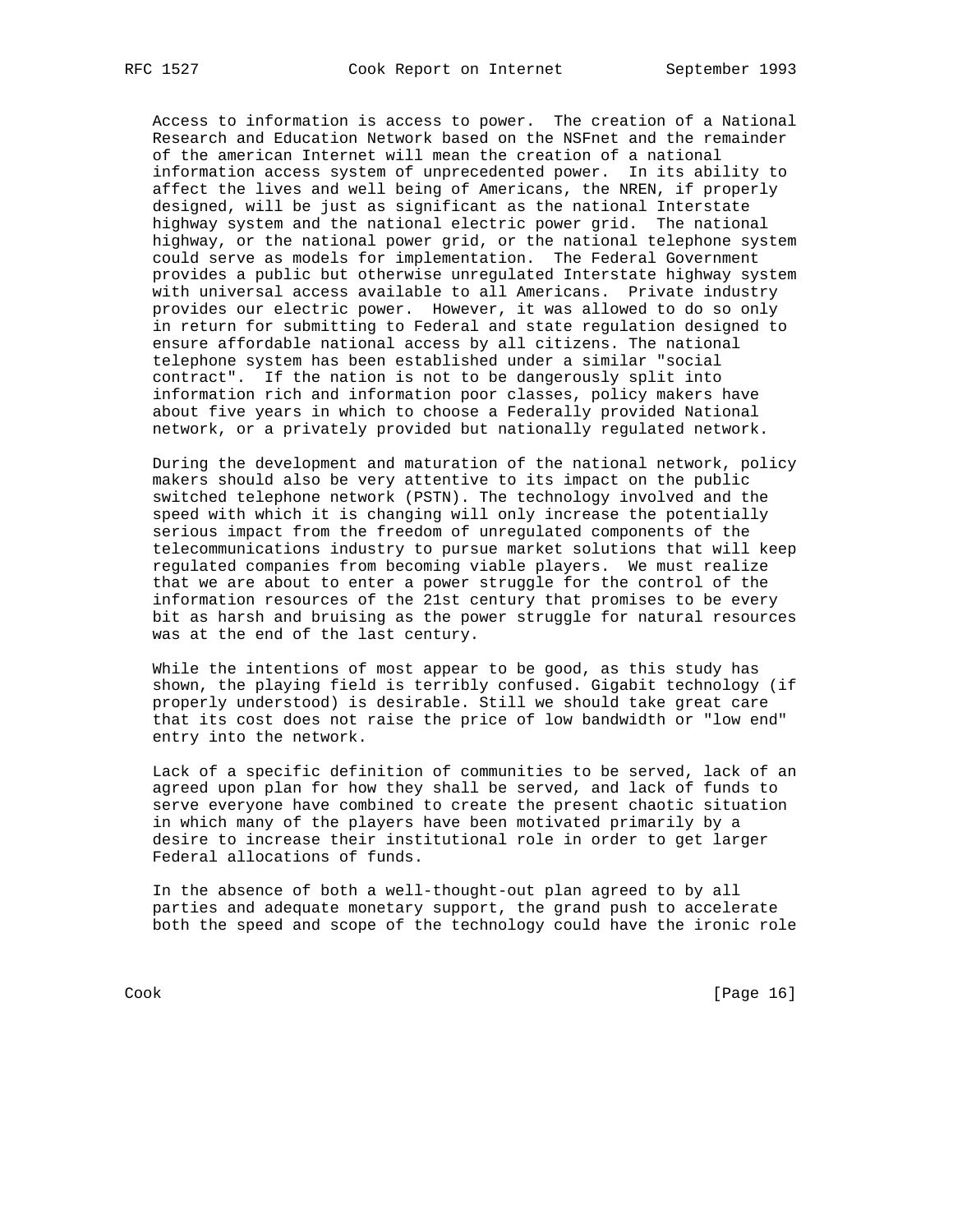Access to information is access to power. The creation of a National Research and Education Network based on the NSFnet and the remainder of the american Internet will mean the creation of a national information access system of unprecedented power. In its ability to affect the lives and well being of Americans, the NREN, if properly designed, will be just as significant as the national Interstate highway system and the national electric power grid. The national highway, or the national power grid, or the national telephone system could serve as models for implementation. The Federal Government provides a public but otherwise unregulated Interstate highway system with universal access available to all Americans. Private industry provides our electric power. However, it was allowed to do so only in return for submitting to Federal and state regulation designed to ensure affordable national access by all citizens. The national telephone system has been established under a similar "social contract". If the nation is not to be dangerously split into information rich and information poor classes, policy makers have about five years in which to choose a Federally provided National network, or a privately provided but nationally regulated network.

During the development and maturation of the national network, policy makers should also be very attentive to its impact on the public switched telephone network (PSTN). The technology involved and the speed with which it is changing will only increase the potentially serious impact from the freedom of unregulated components of the telecommunications industry to pursue market solutions that will keep regulated companies from becoming viable players. We must realize that we are about to enter a power struggle for the control of the information resources of the 21st century that promises to be every bit as harsh and bruising as the power struggle for natural resources was at the end of the last century.

While the intentions of most appear to be good, as this study has shown, the playing field is terribly confused. Gigabit technology (if properly understood) is desirable. Still we should take great care that its cost does not raise the price of low bandwidth or "low end" entry into the network.

Lack of a specific definition of communities to be served, lack of an agreed upon plan for how they shall be served, and lack of funds to serve everyone have combined to create the present chaotic situation in which many of the players have been motivated primarily by a desire to increase their institutional role in order to get larger Federal allocations of funds.

In the absence of both a well-thought-out plan agreed to by all parties and adequate monetary support, the grand push to accelerate both the speed and scope of the technology could have the ironic role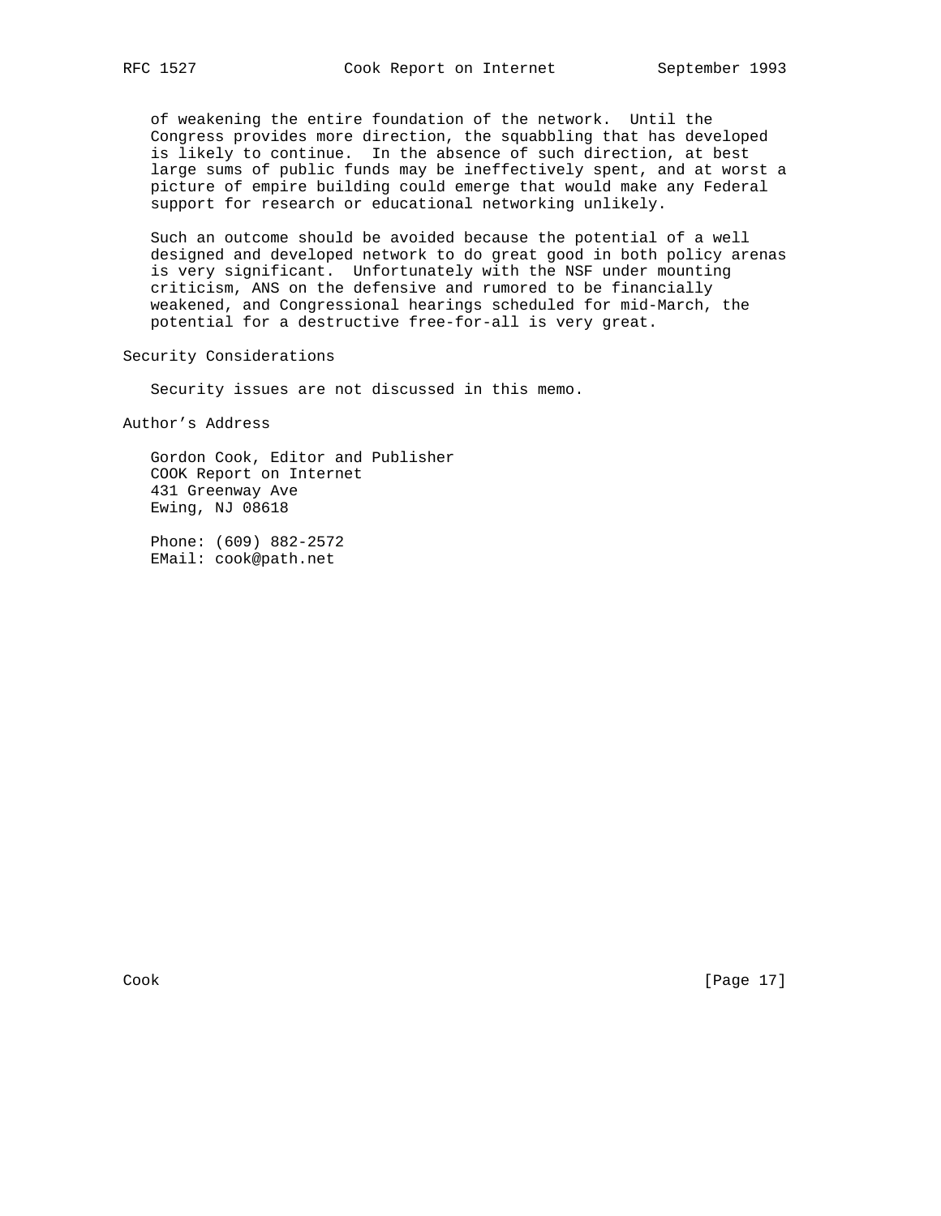of weakening the entire foundation of the network. Until the Congress provides more direction, the squabbling that has developed is likely to continue. In the absence of such direction, at best large sums of public funds may be ineffectively spent, and at worst a picture of empire building could emerge that would make any Federal support for research or educational networking unlikely.

Such an outcome should be avoided because the potential of a well designed and developed network to do great good in both policy arenas is very significant. Unfortunately with the NSF under mounting criticism, ANS on the defensive and rumored to be financially weakened, and Congressional hearings scheduled for mid-March, the potential for a destructive free-for-all is very great.

## Security Considerations

Security issues are not discussed in this memo.

## Author's Address

Gordon Cook, Editor and Publisher
COOK Report on Internet
431 Greenway Ave
Ewing, NJ 08618

Phone: (609) 882-2572
EMail: cook@path.net